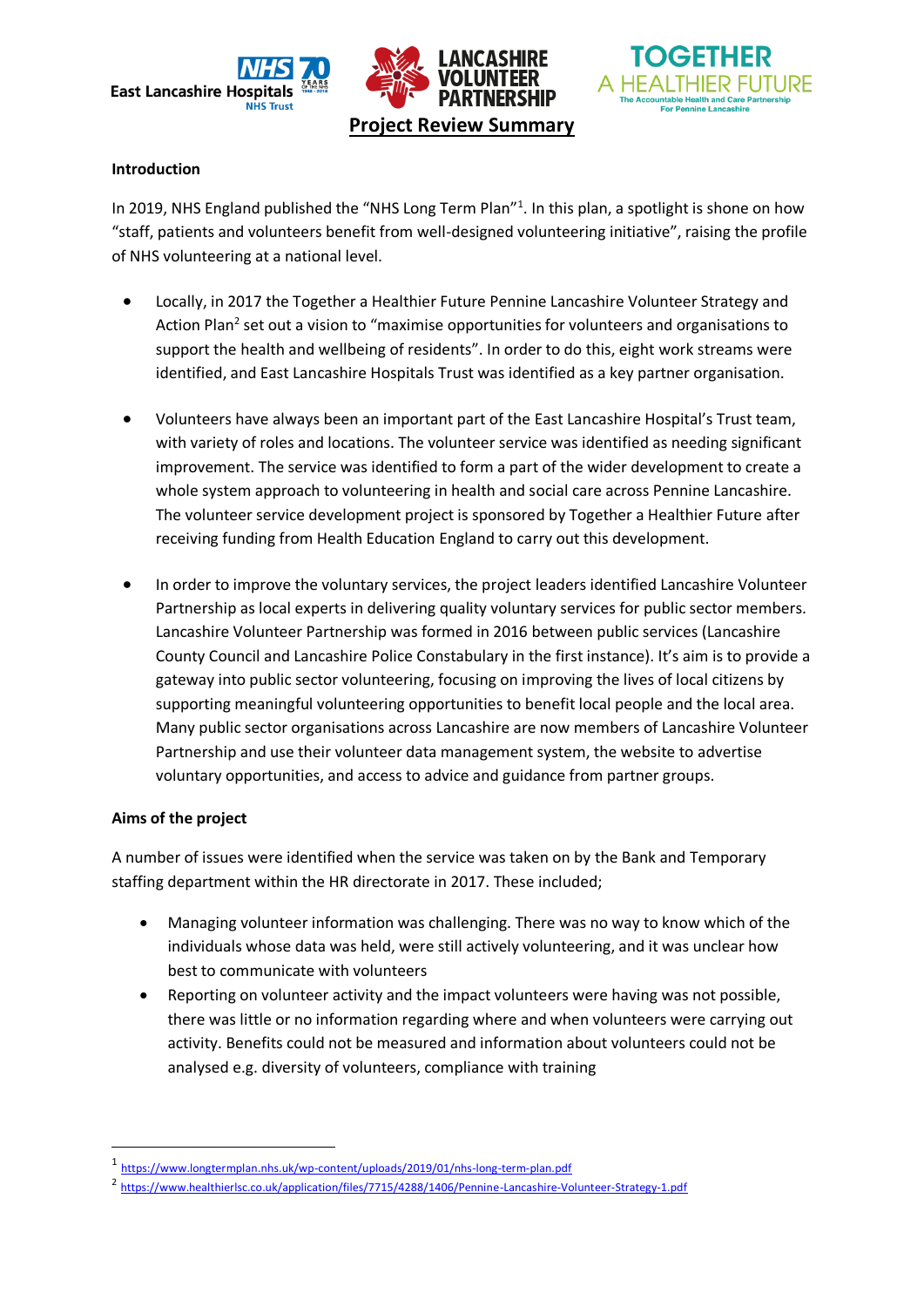# Project Review Summary

## Introduction

In 2019, NHS England published the "NHS Long Term Plan"[1]. In this plan, a spotlight is shone on how "staff, patients and volunteers benefit from well-designed volunteering initiative", raising the profile of NHS volunteering at a national level.

- Locally, in 2017 the Together a Healthier Future Pennine Lancashire Volunteer Strategy and Action Plan[2] set out a vision to "maximise opportunities for volunteers and organisations to support the health and wellbeing of residents". In order to do this, eight work streams were identified, and East Lancashire Hospitals Trust was identified as a key partner organisation.

- Volunteers have always been an important part of the East Lancashire Hospital's Trust team, with variety of roles and locations. The volunteer service was identified as needing significant improvement. The service was identified to form a part of the wider development to create a whole system approach to volunteering in health and social care across Pennine Lancashire. The volunteer service development project is sponsored by Together a Healthier Future after receiving funding from Health Education England to carry out this development.

- In order to improve the voluntary services, the project leaders identified Lancashire Volunteer Partnership as local experts in delivering quality voluntary services for public sector members. Lancashire Volunteer Partnership was formed in 2016 between public services (Lancashire County Council and Lancashire Police Constabulary in the first instance). It's aim is to provide a gateway into public sector volunteering, focusing on improving the lives of local citizens by supporting meaningful volunteering opportunities to benefit local people and the local area. Many public sector organisations across Lancashire are now members of Lancashire Volunteer Partnership and use their volunteer data management system, the website to advertise voluntary opportunities, and access to advice and guidance from partner groups.

## Aims of the project

A number of issues were identified when the service was taken on by the Bank and Temporary staffing department within the HR directorate in 2017. These included;

- Managing volunteer information was challenging. There was no way to know which of the individuals whose data was held, were still actively volunteering, and it was unclear how best to communicate with volunteers
- Reporting on volunteer activity and the impact volunteers were having was not possible, there was little or no information regarding where and when volunteers were carrying out activity. Benefits could not be measured and information about volunteers could not be analysed e.g. diversity of volunteers, compliance with training

[1] https://www.longtermplan.nhs.uk/wp-content/uploads/2019/01/nhs-long-term-plan.pdf

[2] https://www.healthierlsc.co.uk/application/files/7715/4288/1406/Pennine-Lancashire-Volunteer-Strategy-1.pdf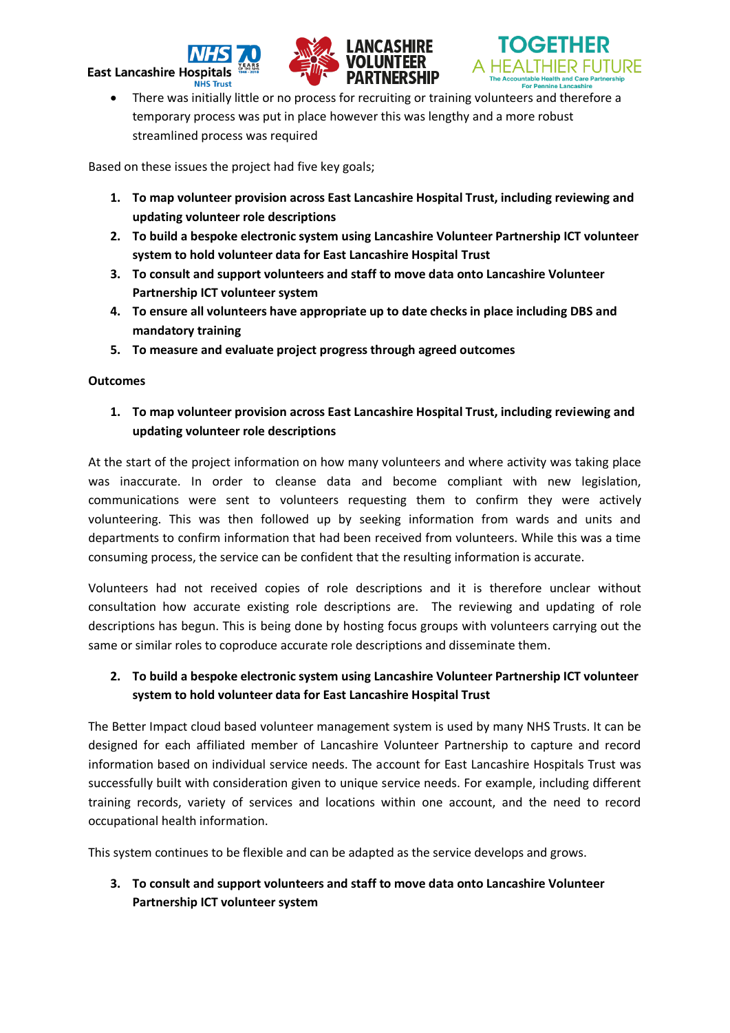- There was initially little or no process for recruiting or training volunteers and therefore a temporary process was put in place however this was lengthy and a more robust streamlined process was required

Based on these issues the project had five key goals;

1. **To map volunteer provision across East Lancashire Hospital Trust, including reviewing and updating volunteer role descriptions**
2. **To build a bespoke electronic system using Lancashire Volunteer Partnership ICT volunteer system to hold volunteer data for East Lancashire Hospital Trust**
3. **To consult and support volunteers and staff to move data onto Lancashire Volunteer Partnership ICT volunteer system**
4. **To ensure all volunteers have appropriate up to date checks in place including DBS and mandatory training**
5. **To measure and evaluate project progress through agreed outcomes**

**Outcomes**

1. **To map volunteer provision across East Lancashire Hospital Trust, including reviewing and updating volunteer role descriptions**

At the start of the project information on how many volunteers and where activity was taking place was inaccurate. In order to cleanse data and become compliant with new legislation, communications were sent to volunteers requesting them to confirm they were actively volunteering. This was then followed up by seeking information from wards and units and departments to confirm information that had been received from volunteers. While this was a time consuming process, the service can be confident that the resulting information is accurate.

Volunteers had not received copies of role descriptions and it is therefore unclear without consultation how accurate existing role descriptions are. The reviewing and updating of role descriptions has begun. This is being done by hosting focus groups with volunteers carrying out the same or similar roles to coproduce accurate role descriptions and disseminate them.

2. **To build a bespoke electronic system using Lancashire Volunteer Partnership ICT volunteer system to hold volunteer data for East Lancashire Hospital Trust**

The Better Impact cloud based volunteer management system is used by many NHS Trusts. It can be designed for each affiliated member of Lancashire Volunteer Partnership to capture and record information based on individual service needs. The account for East Lancashire Hospitals Trust was successfully built with consideration given to unique service needs. For example, including different training records, variety of services and locations within one account, and the need to record occupational health information.

This system continues to be flexible and can be adapted as the service develops and grows.

3. **To consult and support volunteers and staff to move data onto Lancashire Volunteer Partnership ICT volunteer system**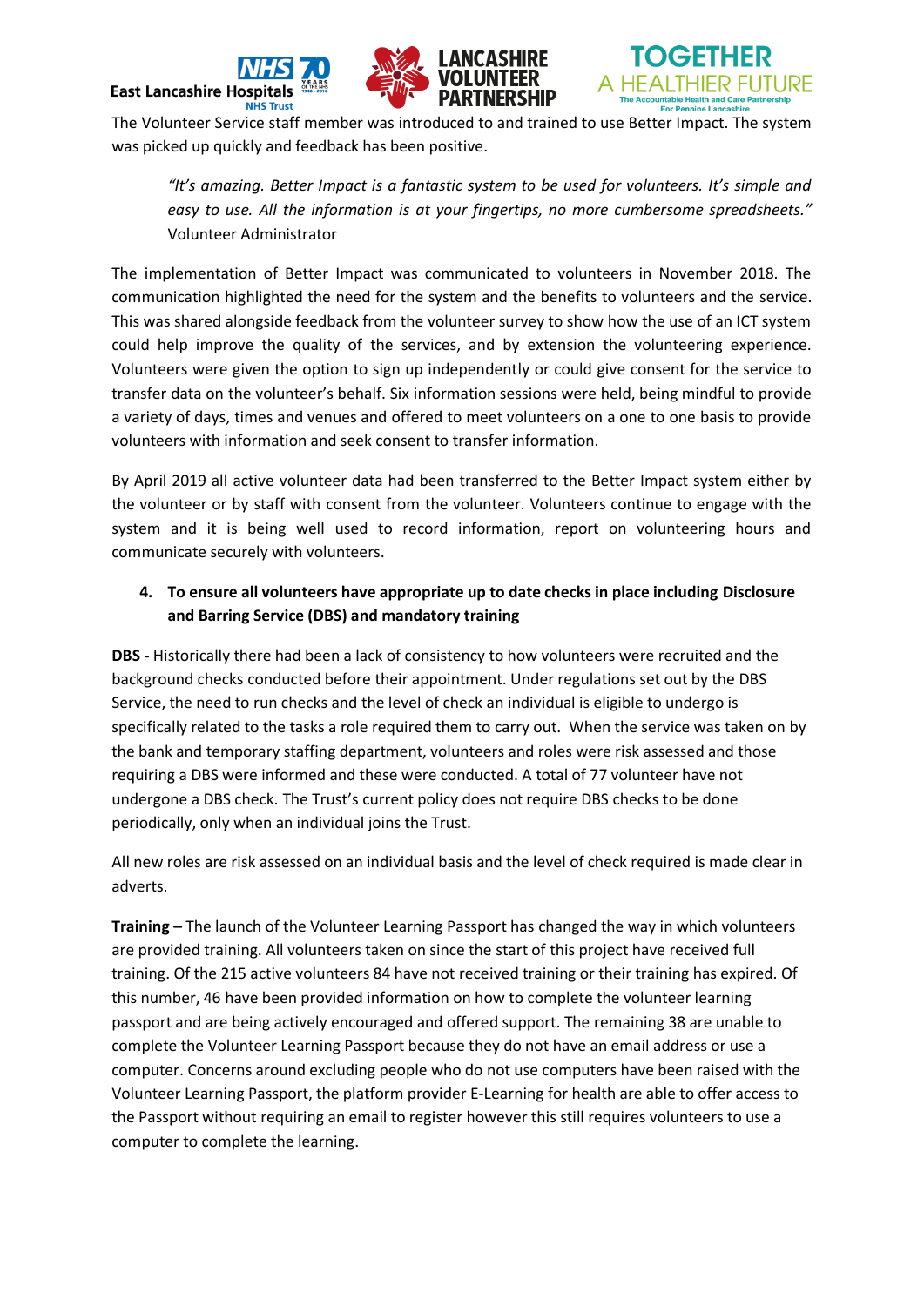The Volunteer Service staff member was introduced to and trained to use Better Impact. The system was picked up quickly and feedback has been positive.

> *"It's amazing. Better Impact is a fantastic system to be used for volunteers. It's simple and easy to use. All the information is at your fingertips, no more cumbersome spreadsheets."*
> Volunteer Administrator

The implementation of Better Impact was communicated to volunteers in November 2018. The communication highlighted the need for the system and the benefits to volunteers and the service. This was shared alongside feedback from the volunteer survey to show how the use of an ICT system could help improve the quality of the services, and by extension the volunteering experience. Volunteers were given the option to sign up independently or could give consent for the service to transfer data on the volunteer's behalf. Six information sessions were held, being mindful to provide a variety of days, times and venues and offered to meet volunteers on a one to one basis to provide volunteers with information and seek consent to transfer information.

By April 2019 all active volunteer data had been transferred to the Better Impact system either by the volunteer or by staff with consent from the volunteer. Volunteers continue to engage with the system and it is being well used to record information, report on volunteering hours and communicate securely with volunteers.

4. **To ensure all volunteers have appropriate up to date checks in place including Disclosure and Barring Service (DBS) and mandatory training**

**DBS -** Historically there had been a lack of consistency to how volunteers were recruited and the background checks conducted before their appointment. Under regulations set out by the DBS Service, the need to run checks and the level of check an individual is eligible to undergo is specifically related to the tasks a role required them to carry out. When the service was taken on by the bank and temporary staffing department, volunteers and roles were risk assessed and those requiring a DBS were informed and these were conducted. A total of 77 volunteer have not undergone a DBS check. The Trust's current policy does not require DBS checks to be done periodically, only when an individual joins the Trust.

All new roles are risk assessed on an individual basis and the level of check required is made clear in adverts.

**Training –** The launch of the Volunteer Learning Passport has changed the way in which volunteers are provided training. All volunteers taken on since the start of this project have received full training. Of the 215 active volunteers 84 have not received training or their training has expired. Of this number, 46 have been provided information on how to complete the volunteer learning passport and are being actively encouraged and offered support. The remaining 38 are unable to complete the Volunteer Learning Passport because they do not have an email address or use a computer. Concerns around excluding people who do not use computers have been raised with the Volunteer Learning Passport, the platform provider E-Learning for health are able to offer access to the Passport without requiring an email to register however this still requires volunteers to use a computer to complete the learning.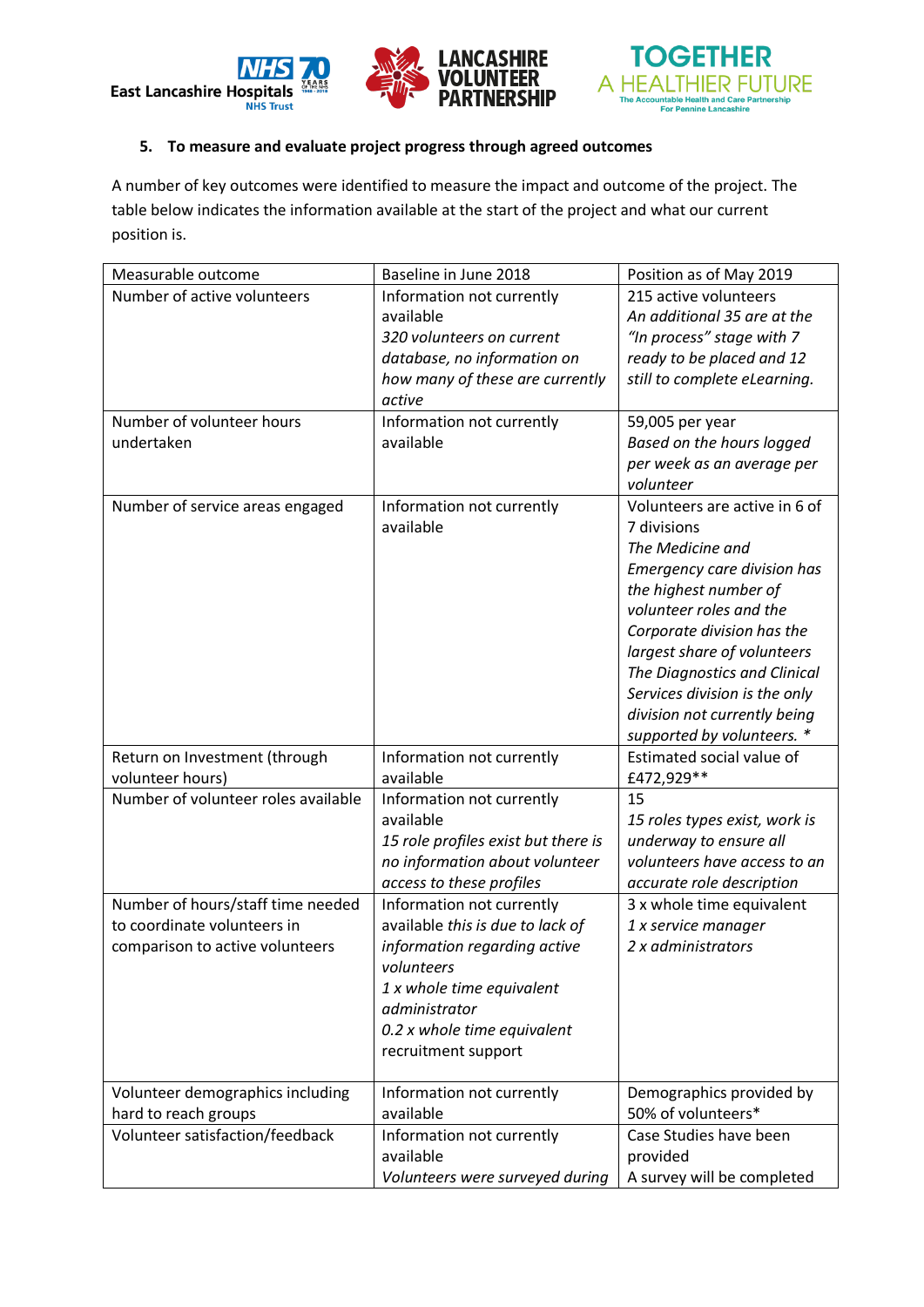### 5. To measure and evaluate project progress through agreed outcomes

A number of key outcomes were identified to measure the impact and outcome of the project. The table below indicates the information available at the start of the project and what our current position is.

| Measurable outcome | Baseline in June 2018 | Position as of May 2019 |
|---|---|---|
| Number of active volunteers | Information not currently available *320 volunteers on current database, no information on how many of these are currently active* | 215 active volunteers *An additional 35 are at the "In process" stage with 7 ready to be placed and 12 still to complete eLearning.* |
| Number of volunteer hours undertaken | Information not currently available | 59,005 per year *Based on the hours logged per week as an average per volunteer* |
| Number of service areas engaged | Information not currently available | Volunteers are active in 6 of 7 divisions *The Medicine and Emergency care division has the highest number of volunteer roles and the Corporate division has the largest share of volunteers The Diagnostics and Clinical Services division is the only division not currently being supported by volunteers.* * |
| Return on Investment (through volunteer hours) | Information not currently available | Estimated social value of £472,929** |
| Number of volunteer roles available | Information not currently available *15 role profiles exist but there is no information about volunteer access to these profiles* | 15 *15 roles types exist, work is underway to ensure all volunteers have access to an accurate role description* |
| Number of hours/staff time needed to coordinate volunteers in comparison to active volunteers | Information not currently available *this is due to lack of information regarding active volunteers* *1 x whole time equivalent administrator* *0.2 x whole time equivalent* recruitment support | 3 x whole time equivalent *1 x service manager* *2 x administrators* |
| Volunteer demographics including hard to reach groups | Information not currently available | Demographics provided by 50% of volunteers* |
| Volunteer satisfaction/feedback | Information not currently available *Volunteers were surveyed during* | Case Studies have been provided A survey will be completed |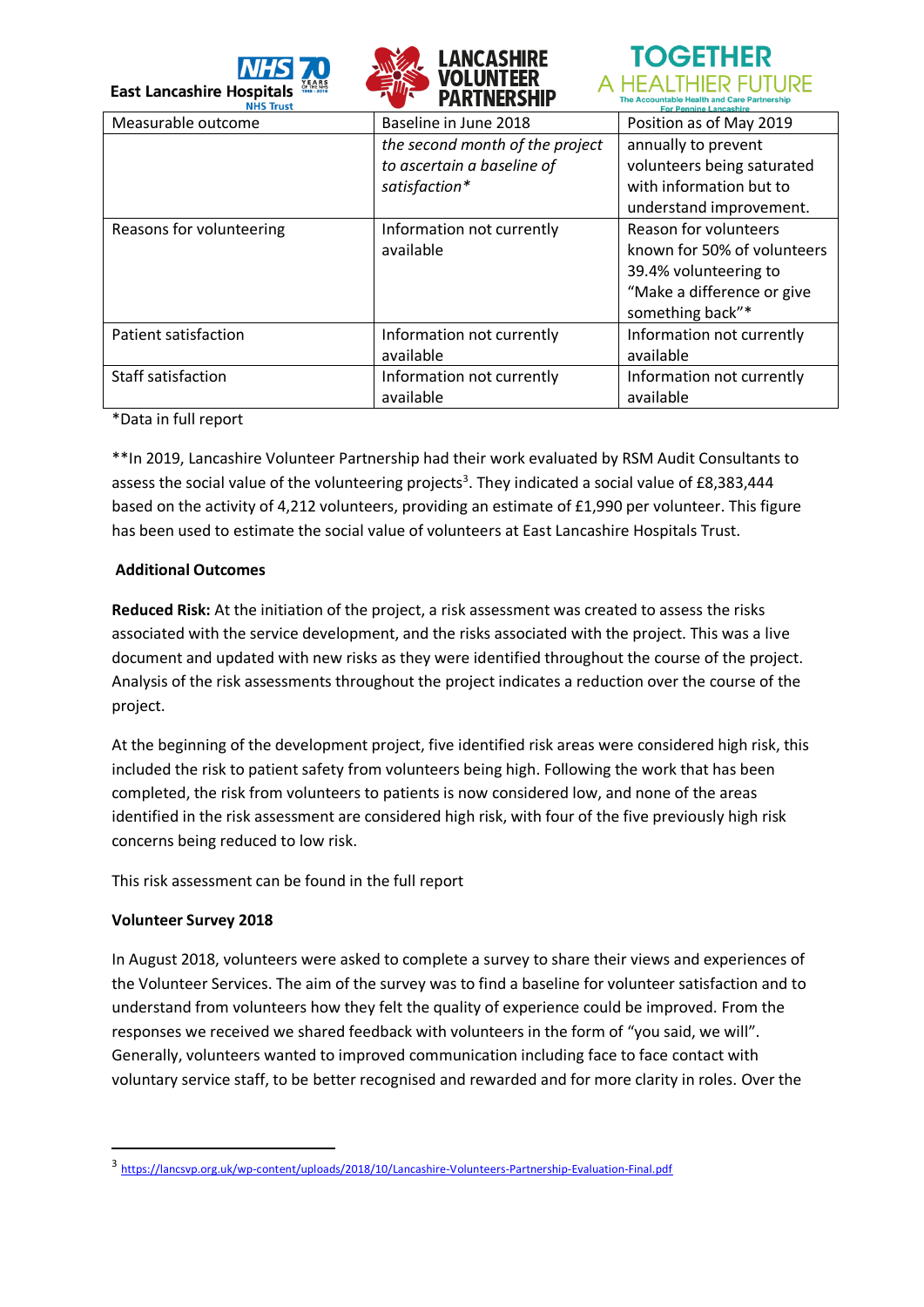| Measurable outcome | Baseline in June 2018 | Position as of May 2019 |
|---|---|---|
| | *the second month of the project to ascertain a baseline of satisfaction** | annually to prevent volunteers being saturated with information but to understand improvement. |
| Reasons for volunteering | Information not currently available | Reason for volunteers known for 50% of volunteers 39.4% volunteering to "Make a difference or give something back"* |
| Patient satisfaction | Information not currently available | Information not currently available |
| Staff satisfaction | Information not currently available | Information not currently available |

*Data in full report

**In 2019, Lancashire Volunteer Partnership had their work evaluated by RSM Audit Consultants to assess the social value of the volunteering projects[3]. They indicated a social value of £8,383,444 based on the activity of 4,212 volunteers, providing an estimate of £1,990 per volunteer. This figure has been used to estimate the social value of volunteers at East Lancashire Hospitals Trust.

**Additional Outcomes**

**Reduced Risk:** At the initiation of the project, a risk assessment was created to assess the risks associated with the service development, and the risks associated with the project. This was a live document and updated with new risks as they were identified throughout the course of the project. Analysis of the risk assessments throughout the project indicates a reduction over the course of the project.

At the beginning of the development project, five identified risk areas were considered high risk, this included the risk to patient safety from volunteers being high. Following the work that has been completed, the risk from volunteers to patients is now considered low, and none of the areas identified in the risk assessment are considered high risk, with four of the five previously high risk concerns being reduced to low risk.

This risk assessment can be found in the full report

**Volunteer Survey 2018**

In August 2018, volunteers were asked to complete a survey to share their views and experiences of the Volunteer Services. The aim of the survey was to find a baseline for volunteer satisfaction and to understand from volunteers how they felt the quality of experience could be improved. From the responses we received we shared feedback with volunteers in the form of "you said, we will". Generally, volunteers wanted to improved communication including face to face contact with voluntary service staff, to be better recognised and rewarded and for more clarity in roles. Over the

[3] https://lancsvp.org.uk/wp-content/uploads/2018/10/Lancashire-Volunteers-Partnership-Evaluation-Final.pdf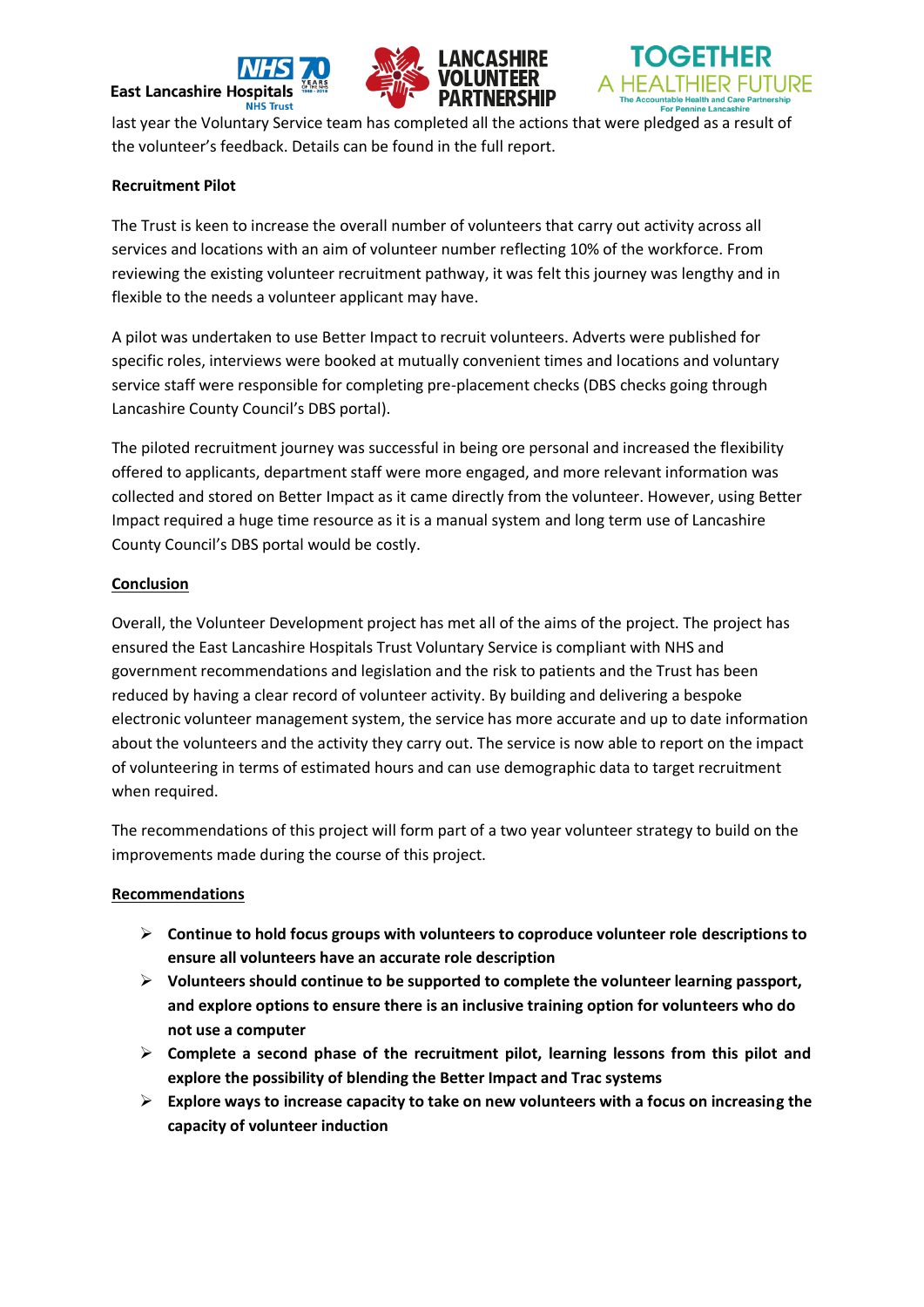last year the Voluntary Service team has completed all the actions that were pledged as a result of the volunteer's feedback. Details can be found in the full report.

**Recruitment Pilot**

The Trust is keen to increase the overall number of volunteers that carry out activity across all services and locations with an aim of volunteer number reflecting 10% of the workforce. From reviewing the existing volunteer recruitment pathway, it was felt this journey was lengthy and in flexible to the needs a volunteer applicant may have.

A pilot was undertaken to use Better Impact to recruit volunteers. Adverts were published for specific roles, interviews were booked at mutually convenient times and locations and voluntary service staff were responsible for completing pre-placement checks (DBS checks going through Lancashire County Council's DBS portal).

The piloted recruitment journey was successful in being ore personal and increased the flexibility offered to applicants, department staff were more engaged, and more relevant information was collected and stored on Better Impact as it came directly from the volunteer. However, using Better Impact required a huge time resource as it is a manual system and long term use of Lancashire County Council's DBS portal would be costly.

## Conclusion

Overall, the Volunteer Development project has met all of the aims of the project. The project has ensured the East Lancashire Hospitals Trust Voluntary Service is compliant with NHS and government recommendations and legislation and the risk to patients and the Trust has been reduced by having a clear record of volunteer activity. By building and delivering a bespoke electronic volunteer management system, the service has more accurate and up to date information about the volunteers and the activity they carry out. The service is now able to report on the impact of volunteering in terms of estimated hours and can use demographic data to target recruitment when required.

The recommendations of this project will form part of a two year volunteer strategy to build on the improvements made during the course of this project.

## Recommendations

- **Continue to hold focus groups with volunteers to coproduce volunteer role descriptions to ensure all volunteers have an accurate role description**
- **Volunteers should continue to be supported to complete the volunteer learning passport, and explore options to ensure there is an inclusive training option for volunteers who do not use a computer**
- **Complete a second phase of the recruitment pilot, learning lessons from this pilot and explore the possibility of blending the Better Impact and Trac systems**
- **Explore ways to increase capacity to take on new volunteers with a focus on increasing the capacity of volunteer induction**